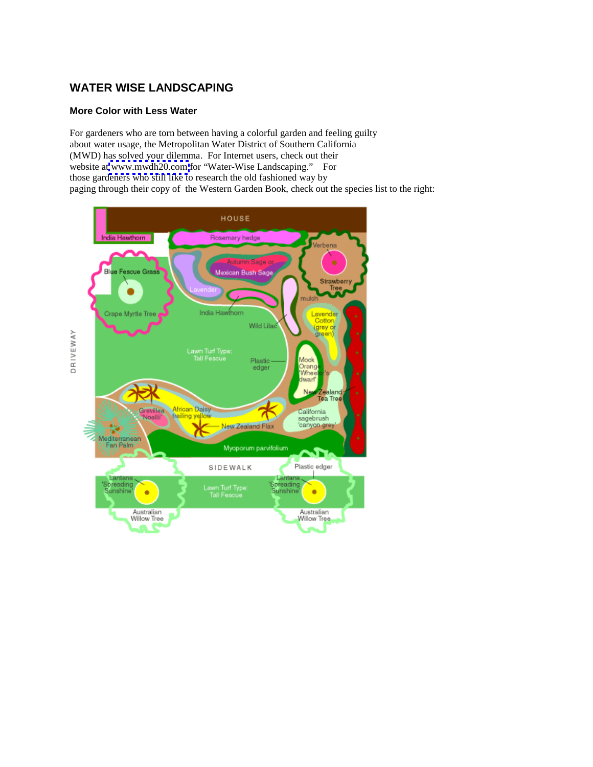## WATER WISE LANDSCAPING

### More Color with Less Water

For gardeners who are torn between having a colorful garden and feeling guilty about water usage, the Metropolitan Water District of Southern California (MWD) has solved your dilemma. For Internet users, check out their website at www.mwdh20.com for "Water-Wise Landscaping." For those gardeners who still like to research the old fashioned way by paging through their copy of the Western Garden Book, check out the species list to the right: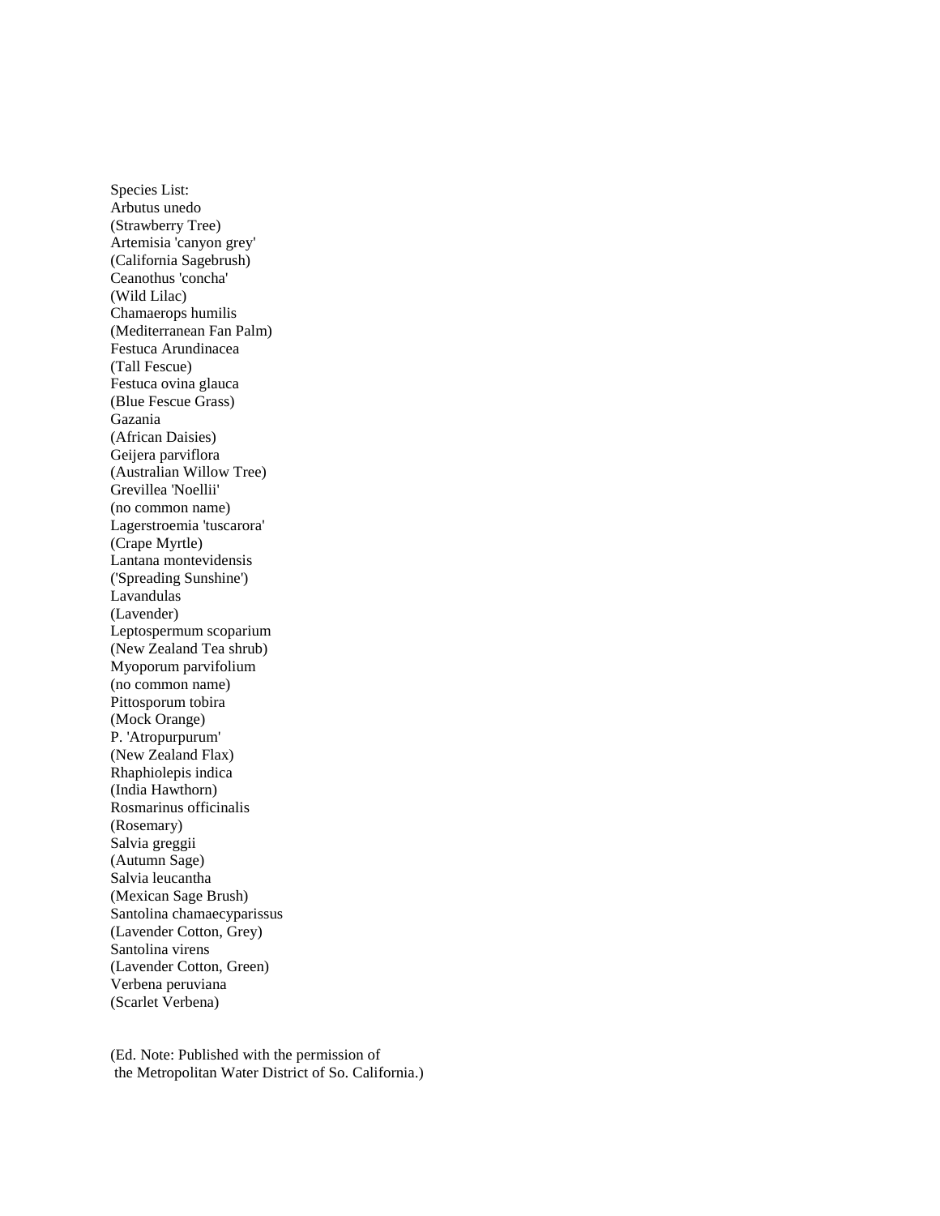Species List:
Arbutus unedo
(Strawberry Tree)
Artemisia 'canyon grey'
(California Sagebrush)
Ceanothus 'concha'
(Wild Lilac)
Chamaerops humilis
(Mediterranean Fan Palm)
Festuca Arundinacea
(Tall Fescue)
Festuca ovina glauca
(Blue Fescue Grass)
Gazania
(African Daisies)
Geijera parviflora
(Australian Willow Tree)
Grevillea 'Noellii'
(no common name)
Lagerstroemia 'tuscarora'
(Crape Myrtle)
Lantana montevidensis
('Spreading Sunshine')
Lavandulas
(Lavender)
Leptospermum scoparium
(New Zealand Tea shrub)
Myoporum parvifolium
(no common name)
Pittosporum tobira
(Mock Orange)
P. 'Atropurpurum'
(New Zealand Flax)
Rhaphiolepis indica
(India Hawthorn)
Rosmarinus officinalis
(Rosemary)
Salvia greggii
(Autumn Sage)
Salvia leucantha
(Mexican Sage Brush)
Santolina chamaecyparissus
(Lavender Cotton, Grey)
Santolina virens
(Lavender Cotton, Green)
Verbena peruviana
(Scarlet Verbena)

(Ed. Note: Published with the permission of
the Metropolitan Water District of So. California.)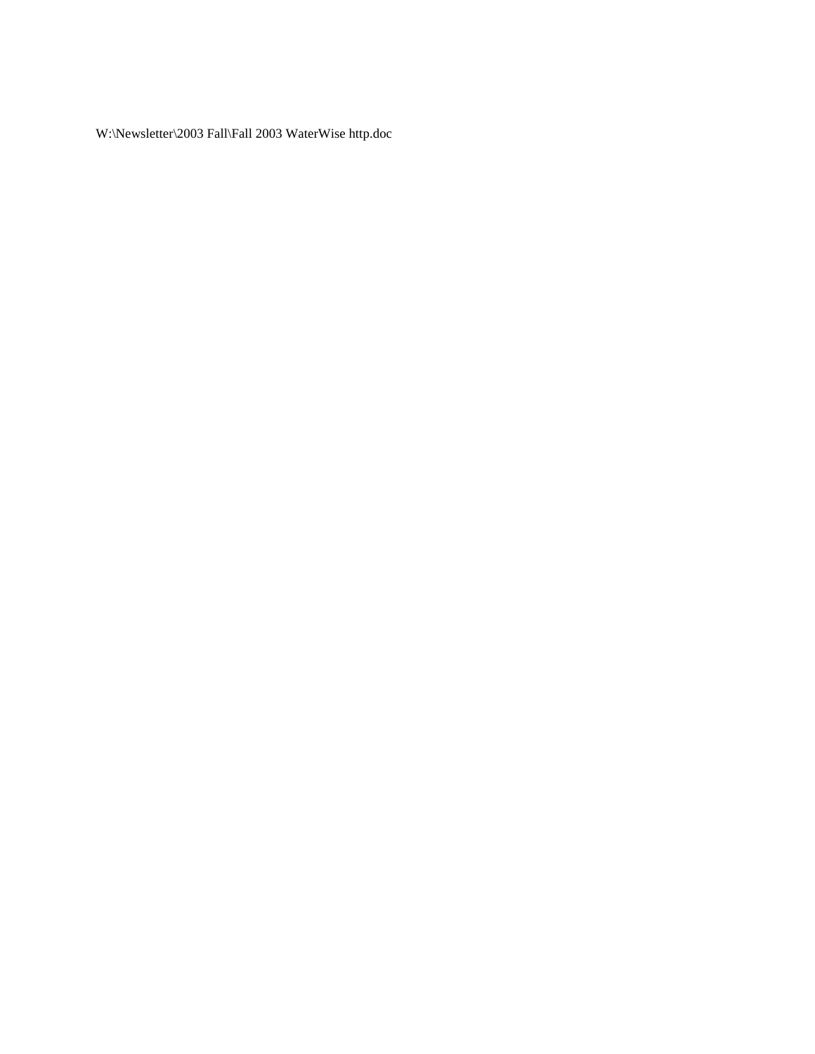W:\Newsletter\2003 Fall\Fall 2003 WaterWise http.doc